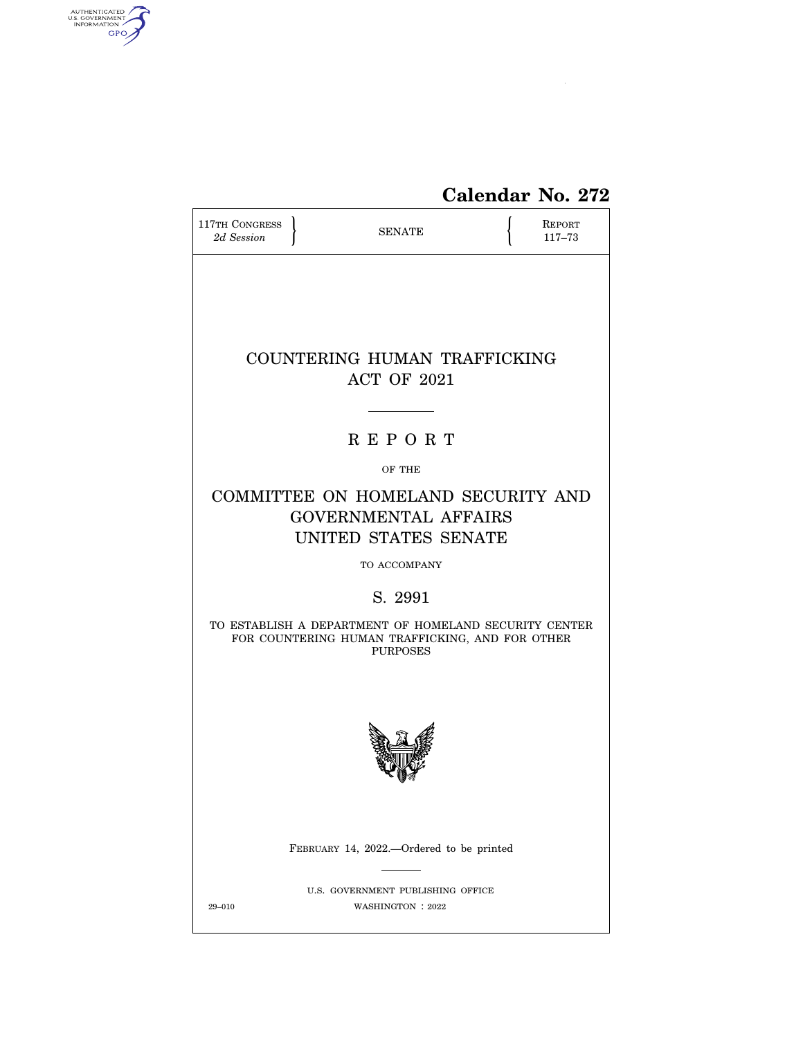Calendar No. 272

117TH CONGRESS
*2d Session*

SENATE

REPORT
117–73

# COUNTERING HUMAN TRAFFICKING ACT OF 2021

## R E P O R T

OF THE

## COMMITTEE ON HOMELAND SECURITY AND GOVERNMENTAL AFFAIRS UNITED STATES SENATE

TO ACCOMPANY

## S. 2991

TO ESTABLISH A DEPARTMENT OF HOMELAND SECURITY CENTER FOR COUNTERING HUMAN TRAFFICKING, AND FOR OTHER PURPOSES

FEBRUARY 14, 2022.—Ordered to be printed

U.S. GOVERNMENT PUBLISHING OFFICE

29–010 WASHINGTON : 2022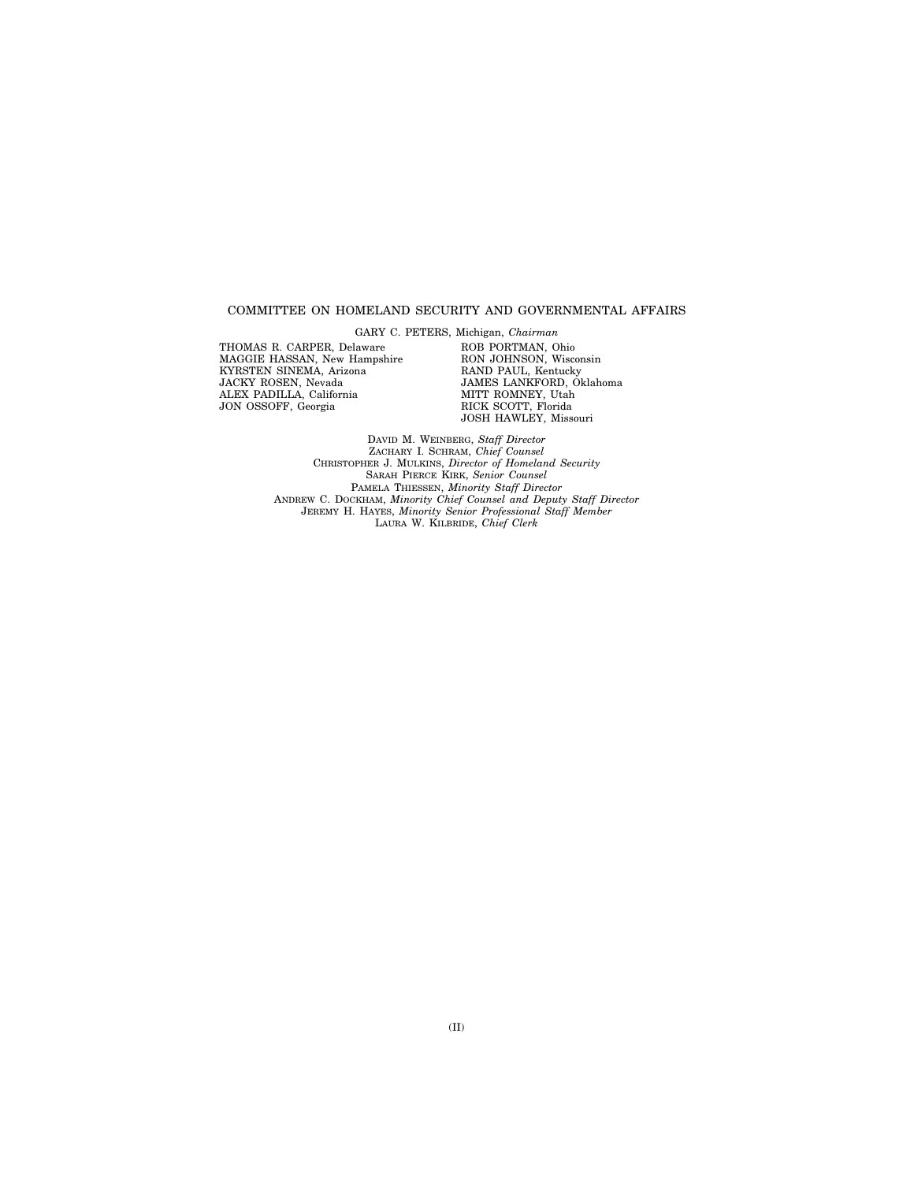COMMITTEE ON HOMELAND SECURITY AND GOVERNMENTAL AFFAIRS

GARY C. PETERS, Michigan, *Chairman*

THOMAS R. CARPER, Delaware
MAGGIE HASSAN, New Hampshire
KYRSTEN SINEMA, Arizona
JACKY ROSEN, Nevada
ALEX PADILLA, California
JON OSSOFF, Georgia

ROB PORTMAN, Ohio
RON JOHNSON, Wisconsin
RAND PAUL, Kentucky
JAMES LANKFORD, Oklahoma
MITT ROMNEY, Utah
RICK SCOTT, Florida
JOSH HAWLEY, Missouri

DAVID M. WEINBERG, *Staff Director*
ZACHARY I. SCHRAM, *Chief Counsel*
CHRISTOPHER J. MULKINS, *Director of Homeland Security*
SARAH PIERCE KIRK, *Senior Counsel*
PAMELA THIESSEN, *Minority Staff Director*
ANDREW C. DOCKHAM, *Minority Chief Counsel and Deputy Staff Director*
JEREMY H. HAYES, *Minority Senior Professional Staff Member*
LAURA W. KILBRIDE, *Chief Clerk*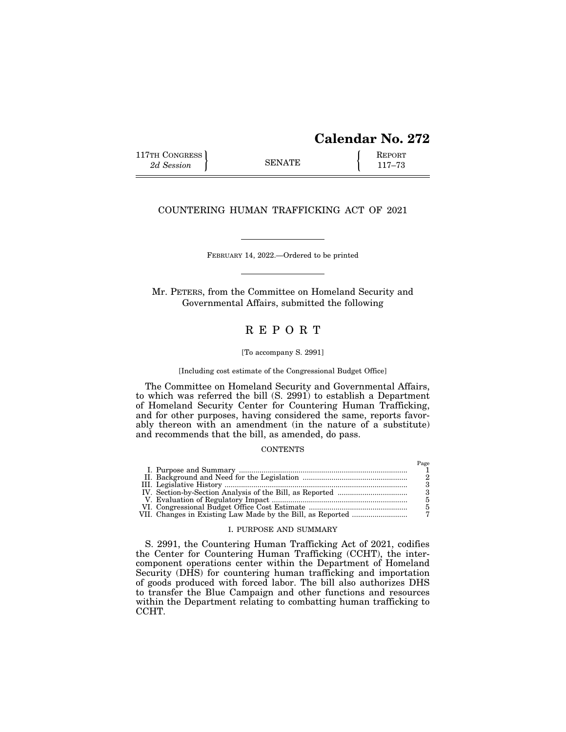# Calendar No. 272

| | | |
|---|---|---|
| 117TH CONGRESS<br>*2d Session* | SENATE | REPORT<br>117–73 |

## COUNTERING HUMAN TRAFFICKING ACT OF 2021

FEBRUARY 14, 2022.—Ordered to be printed

Mr. PETERS, from the Committee on Homeland Security and Governmental Affairs, submitted the following

## R E P O R T

[To accompany S. 2991]

[Including cost estimate of the Congressional Budget Office]

The Committee on Homeland Security and Governmental Affairs, to which was referred the bill (S. 2991) to establish a Department of Homeland Security Center for Countering Human Trafficking, and for other purposes, having considered the same, reports favorably thereon with an amendment (in the nature of a substitute) and recommends that the bill, as amended, do pass.

CONTENTS

| | Page |
|---|---|
| I. Purpose and Summary | 1 |
| II. Background and Need for the Legislation | 2 |
| III. Legislative History | 3 |
| IV. Section-by-Section Analysis of the Bill, as Reported | 3 |
| V. Evaluation of Regulatory Impact | 5 |
| VI. Congressional Budget Office Cost Estimate | 5 |
| VII. Changes in Existing Law Made by the Bill, as Reported | 7 |

### I. PURPOSE AND SUMMARY

S. 2991, the Countering Human Trafficking Act of 2021, codifies the Center for Countering Human Trafficking (CCHT), the inter-component operations center within the Department of Homeland Security (DHS) for countering human trafficking and importation of goods produced with forced labor. The bill also authorizes DHS to transfer the Blue Campaign and other functions and resources within the Department relating to combatting human trafficking to CCHT.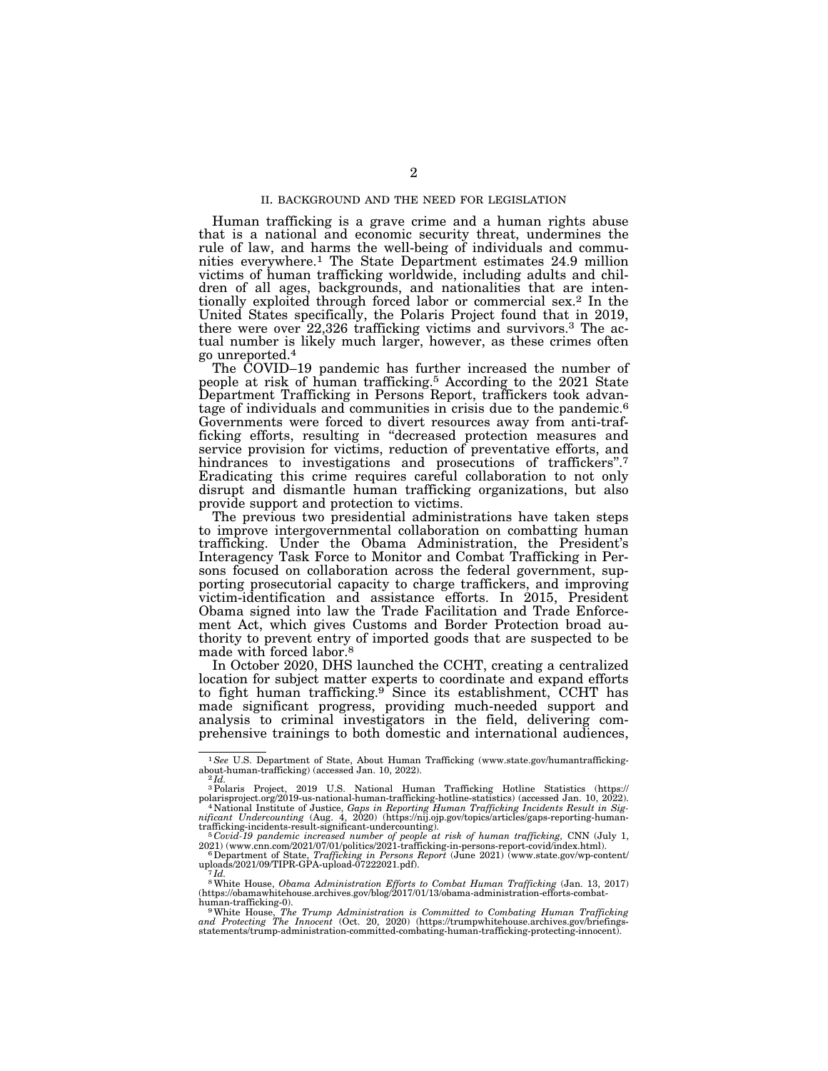## II. BACKGROUND AND THE NEED FOR LEGISLATION

Human trafficking is a grave crime and a human rights abuse that is a national and economic security threat, undermines the rule of law, and harms the well-being of individuals and communities everywhere.[1] The State Department estimates 24.9 million victims of human trafficking worldwide, including adults and children of all ages, backgrounds, and nationalities that are intentionally exploited through forced labor or commercial sex.[2] In the United States specifically, the Polaris Project found that in 2019, there were over 22,326 trafficking victims and survivors.[3] The actual number is likely much larger, however, as these crimes often go unreported.[4]

The COVID–19 pandemic has further increased the number of people at risk of human trafficking.[5] According to the 2021 State Department Trafficking in Persons Report, traffickers took advantage of individuals and communities in crisis due to the pandemic.[6] Governments were forced to divert resources away from anti-trafficking efforts, resulting in "decreased protection measures and service provision for victims, reduction of preventative efforts, and hindrances to investigations and prosecutions of traffickers".[7] Eradicating this crime requires careful collaboration to not only disrupt and dismantle human trafficking organizations, but also provide support and protection to victims.

The previous two presidential administrations have taken steps to improve intergovernmental collaboration on combatting human trafficking. Under the Obama Administration, the President's Interagency Task Force to Monitor and Combat Trafficking in Persons focused on collaboration across the federal government, supporting prosecutorial capacity to charge traffickers, and improving victim-identification and assistance efforts. In 2015, President Obama signed into law the Trade Facilitation and Trade Enforcement Act, which gives Customs and Border Protection broad authority to prevent entry of imported goods that are suspected to be made with forced labor.[8]

In October 2020, DHS launched the CCHT, creating a centralized location for subject matter experts to coordinate and expand efforts to fight human trafficking.[9] Since its establishment, CCHT has made significant progress, providing much-needed support and analysis to criminal investigators in the field, delivering comprehensive trainings to both domestic and international audiences,

---

[1] *See* U.S. Department of State, About Human Trafficking (www.state.gov/humantrafficking-about-human-trafficking) (accessed Jan. 10, 2022).

[2] *Id.*

[3] Polaris Project, 2019 U.S. National Human Trafficking Hotline Statistics (https://polarisproject.org/2019-us-national-human-trafficking-hotline-statistics) (accessed Jan. 10, 2022).

[4] National Institute of Justice, *Gaps in Reporting Human Trafficking Incidents Result in Significant Undercounting* (Aug. 4, 2020) (https://nij.ojp.gov/topics/articles/gaps-reporting-human-trafficking-incidents-result-significant-undercounting).

[5] *Covid-19 pandemic increased number of people at risk of human trafficking,* CNN (July 1, 2021) (www.cnn.com/2021/07/01/politics/2021-trafficking-in-persons-report-covid/index.html).

[6] Department of State, *Trafficking in Persons Report* (June 2021) (www.state.gov/wp-content/uploads/2021/09/TIPR-GPA-upload-07222021.pdf).

[7] *Id.*

[8] White House, *Obama Administration Efforts to Combat Human Trafficking* (Jan. 13, 2017) (https://obamawhitehouse.archives.gov/blog/2017/01/13/obama-administration-efforts-combat-human-trafficking-0).

[9] White House, *The Trump Administration is Committed to Combating Human Trafficking and Protecting The Innocent* (Oct. 20, 2020) (https://trumpwhitehouse.archives.gov/briefings-statements/trump-administration-committed-combating-human-trafficking-protecting-innocent).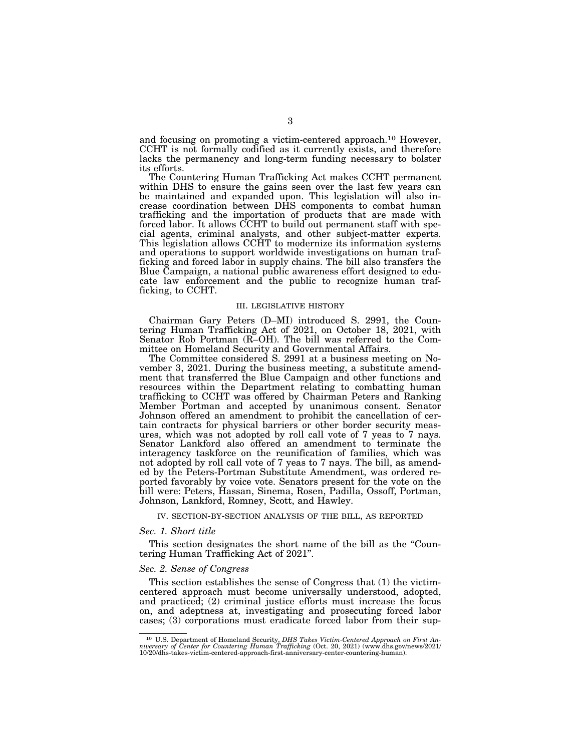and focusing on promoting a victim-centered approach.[10] However, CCHT is not formally codified as it currently exists, and therefore lacks the permanency and long-term funding necessary to bolster its efforts.

The Countering Human Trafficking Act makes CCHT permanent within DHS to ensure the gains seen over the last few years can be maintained and expanded upon. This legislation will also increase coordination between DHS components to combat human trafficking and the importation of products that are made with forced labor. It allows CCHT to build out permanent staff with special agents, criminal analysts, and other subject-matter experts. This legislation allows CCHT to modernize its information systems and operations to support worldwide investigations on human trafficking and forced labor in supply chains. The bill also transfers the Blue Campaign, a national public awareness effort designed to educate law enforcement and the public to recognize human trafficking, to CCHT.

## III. LEGISLATIVE HISTORY

Chairman Gary Peters (D–MI) introduced S. 2991, the Countering Human Trafficking Act of 2021, on October 18, 2021, with Senator Rob Portman (R–OH). The bill was referred to the Committee on Homeland Security and Governmental Affairs.

The Committee considered S. 2991 at a business meeting on November 3, 2021. During the business meeting, a substitute amendment that transferred the Blue Campaign and other functions and resources within the Department relating to combatting human trafficking to CCHT was offered by Chairman Peters and Ranking Member Portman and accepted by unanimous consent. Senator Johnson offered an amendment to prohibit the cancellation of certain contracts for physical barriers or other border security measures, which was not adopted by roll call vote of 7 yeas to 7 nays. Senator Lankford also offered an amendment to terminate the interagency taskforce on the reunification of families, which was not adopted by roll call vote of 7 yeas to 7 nays. The bill, as amended by the Peters-Portman Substitute Amendment, was ordered reported favorably by voice vote. Senators present for the vote on the bill were: Peters, Hassan, Sinema, Rosen, Padilla, Ossoff, Portman, Johnson, Lankford, Romney, Scott, and Hawley.

## IV. SECTION-BY-SECTION ANALYSIS OF THE BILL, AS REPORTED

### *Sec. 1. Short title*

This section designates the short name of the bill as the "Countering Human Trafficking Act of 2021".

### *Sec. 2. Sense of Congress*

This section establishes the sense of Congress that (1) the victim-centered approach must become universally understood, adopted, and practiced; (2) criminal justice efforts must increase the focus on, and adeptness at, investigating and prosecuting forced labor cases; (3) corporations must eradicate forced labor from their sup-

---

[10] U.S. Department of Homeland Security, *DHS Takes Victim-Centered Approach on First Anniversary of Center for Countering Human Trafficking* (Oct. 20, 2021) (www.dhs.gov/news/2021/10/20/dhs-takes-victim-centered-approach-first-anniversary-center-countering-human).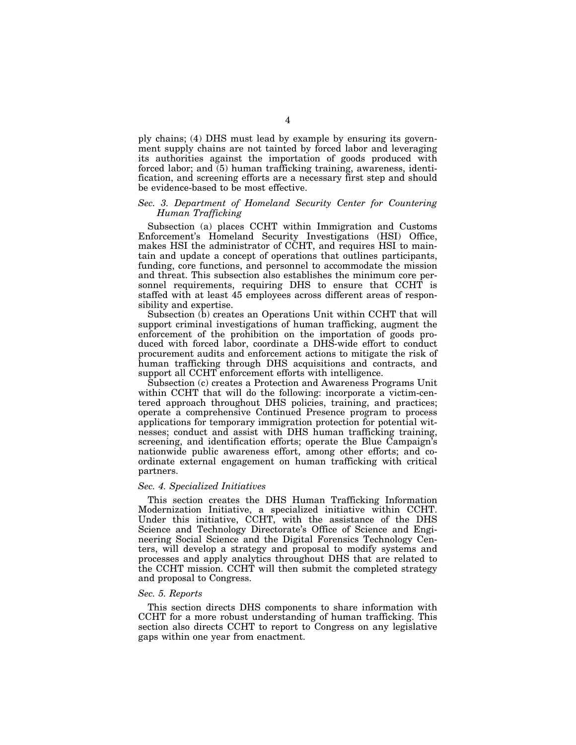ply chains; (4) DHS must lead by example by ensuring its government supply chains are not tainted by forced labor and leveraging its authorities against the importation of goods produced with forced labor; and (5) human trafficking training, awareness, identification, and screening efforts are a necessary first step and should be evidence-based to be most effective.

### *Sec. 3. Department of Homeland Security Center for Countering Human Trafficking*

Subsection (a) places CCHT within Immigration and Customs Enforcement's Homeland Security Investigations (HSI) Office, makes HSI the administrator of CCHT, and requires HSI to maintain and update a concept of operations that outlines participants, funding, core functions, and personnel to accommodate the mission and threat. This subsection also establishes the minimum core personnel requirements, requiring DHS to ensure that CCHT is staffed with at least 45 employees across different areas of responsibility and expertise.

Subsection (b) creates an Operations Unit within CCHT that will support criminal investigations of human trafficking, augment the enforcement of the prohibition on the importation of goods produced with forced labor, coordinate a DHS-wide effort to conduct procurement audits and enforcement actions to mitigate the risk of human trafficking through DHS acquisitions and contracts, and support all CCHT enforcement efforts with intelligence.

Subsection (c) creates a Protection and Awareness Programs Unit within CCHT that will do the following: incorporate a victim-centered approach throughout DHS policies, training, and practices; operate a comprehensive Continued Presence program to process applications for temporary immigration protection for potential witnesses; conduct and assist with DHS human trafficking training, screening, and identification efforts; operate the Blue Campaign's nationwide public awareness effort, among other efforts; and coordinate external engagement on human trafficking with critical partners.

### *Sec. 4. Specialized Initiatives*

This section creates the DHS Human Trafficking Information Modernization Initiative, a specialized initiative within CCHT. Under this initiative, CCHT, with the assistance of the DHS Science and Technology Directorate's Office of Science and Engineering Social Science and the Digital Forensics Technology Centers, will develop a strategy and proposal to modify systems and processes and apply analytics throughout DHS that are related to the CCHT mission. CCHT will then submit the completed strategy and proposal to Congress.

### *Sec. 5. Reports*

This section directs DHS components to share information with CCHT for a more robust understanding of human trafficking. This section also directs CCHT to report to Congress on any legislative gaps within one year from enactment.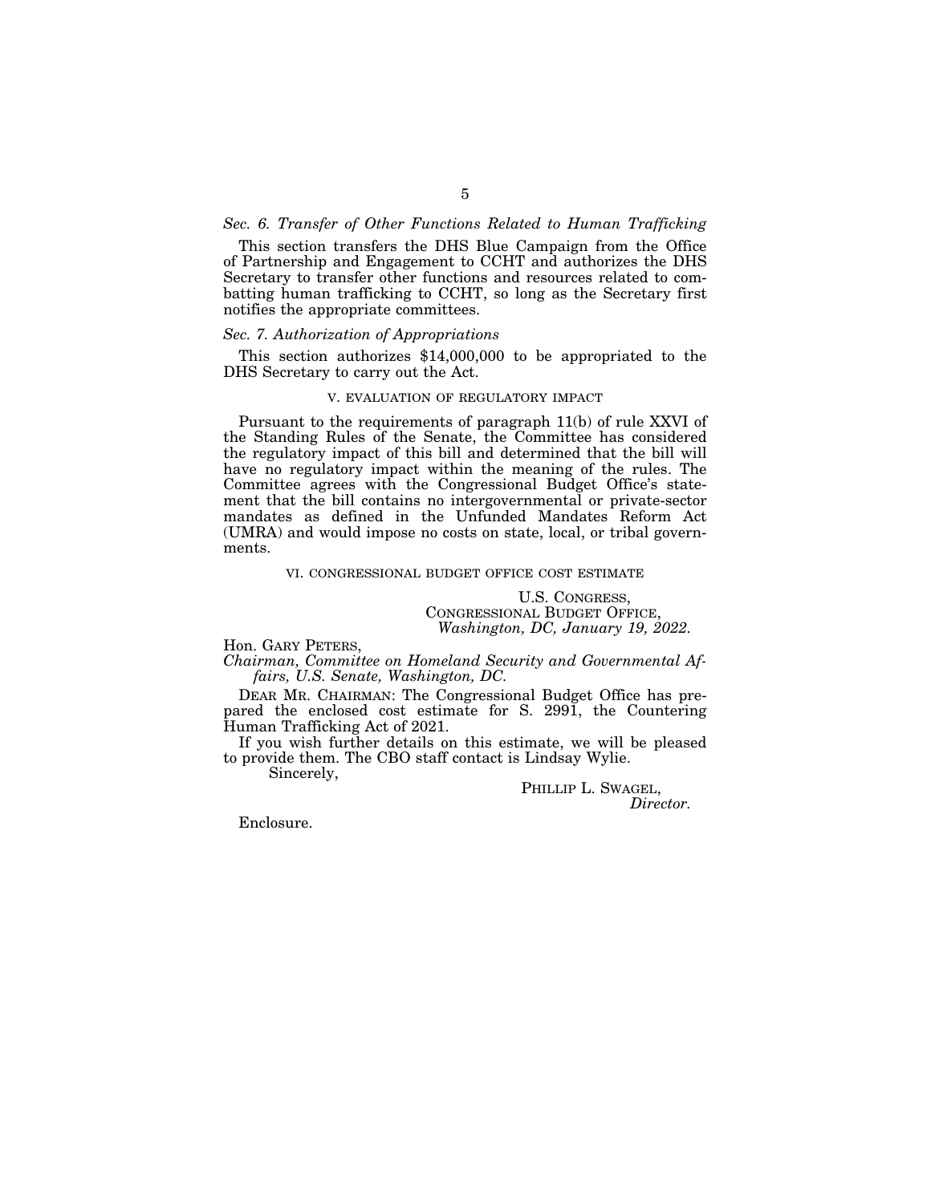*Sec. 6. Transfer of Other Functions Related to Human Trafficking*

This section transfers the DHS Blue Campaign from the Office of Partnership and Engagement to CCHT and authorizes the DHS Secretary to transfer other functions and resources related to combatting human trafficking to CCHT, so long as the Secretary first notifies the appropriate committees.

*Sec. 7. Authorization of Appropriations*

This section authorizes $14,000,000 to be appropriated to the DHS Secretary to carry out the Act.

## V. EVALUATION OF REGULATORY IMPACT

Pursuant to the requirements of paragraph 11(b) of rule XXVI of the Standing Rules of the Senate, the Committee has considered the regulatory impact of this bill and determined that the bill will have no regulatory impact within the meaning of the rules. The Committee agrees with the Congressional Budget Office's statement that the bill contains no intergovernmental or private-sector mandates as defined in the Unfunded Mandates Reform Act (UMRA) and would impose no costs on state, local, or tribal governments.

## VI. CONGRESSIONAL BUDGET OFFICE COST ESTIMATE

U.S. CONGRESS,
CONGRESSIONAL BUDGET OFFICE,
*Washington, DC, January 19, 2022.*

Hon. GARY PETERS,
*Chairman, Committee on Homeland Security and Governmental Affairs, U.S. Senate, Washington, DC.*

DEAR MR. CHAIRMAN: The Congressional Budget Office has prepared the enclosed cost estimate for S. 2991, the Countering Human Trafficking Act of 2021.

If you wish further details on this estimate, we will be pleased to provide them. The CBO staff contact is Lindsay Wylie.

Sincerely,

PHILLIP L. SWAGEL,
*Director.*

Enclosure.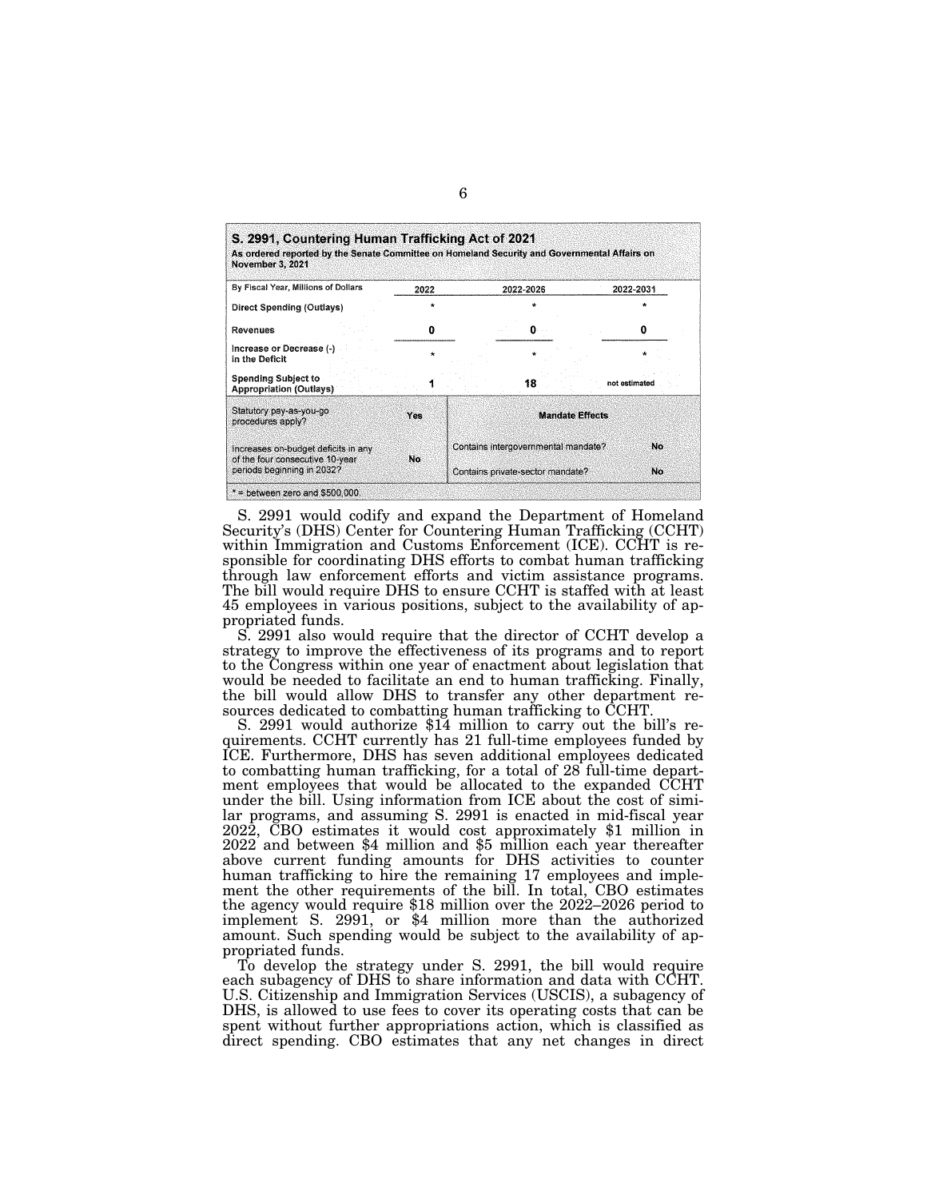**S. 2991, Countering Human Trafficking Act of 2021**
As ordered reported by the Senate Committee on Homeland Security and Governmental Affairs on November 3, 2021

| By Fiscal Year, Millions of Dollars | 2022 | 2022-2026 | 2022-2031 |
|---|---|---|---|
| Direct Spending (Outlays) | * | * | * |
| Revenues | 0 | 0 | 0 |
| Increase or Decrease (-) in the Deficit | * | * | * |
| Spending Subject to Appropriation (Outlays) | 1 | 18 | not estimated |
| Statutory pay-as-you-go procedures apply? | Yes | **Mandate Effects** | |
| Increases on-budget deficits in any of the four consecutive 10-year periods beginning in 2032? | No | Contains intergovernmental mandate? | No |
| | | Contains private-sector mandate? | No |

\* = between zero and $500,000.

S. 2991 would codify and expand the Department of Homeland Security's (DHS) Center for Countering Human Trafficking (CCHT) within Immigration and Customs Enforcement (ICE). CCHT is responsible for coordinating DHS efforts to combat human trafficking through law enforcement efforts and victim assistance programs. The bill would require DHS to ensure CCHT is staffed with at least 45 employees in various positions, subject to the availability of appropriated funds.

S. 2991 also would require that the director of CCHT develop a strategy to improve the effectiveness of its programs and to report to the Congress within one year of enactment about legislation that would be needed to facilitate an end to human trafficking. Finally, the bill would allow DHS to transfer any other department resources dedicated to combatting human trafficking to CCHT.

S. 2991 would authorize $14 million to carry out the bill's requirements. CCHT currently has 21 full-time employees funded by ICE. Furthermore, DHS has seven additional employees dedicated to combatting human trafficking, for a total of 28 full-time department employees that would be allocated to the expanded CCHT under the bill. Using information from ICE about the cost of similar programs, and assuming S. 2991 is enacted in mid-fiscal year 2022, CBO estimates it would cost approximately $1 million in 2022 and between $4 million and $5 million each year thereafter above current funding amounts for DHS activities to counter human trafficking to hire the remaining 17 employees and implement the other requirements of the bill. In total, CBO estimates the agency would require $18 million over the 2022–2026 period to implement S. 2991, or $4 million more than the authorized amount. Such spending would be subject to the availability of appropriated funds.

To develop the strategy under S. 2991, the bill would require each subagency of DHS to share information and data with CCHT. U.S. Citizenship and Immigration Services (USCIS), a subagency of DHS, is allowed to use fees to cover its operating costs that can be spent without further appropriations action, which is classified as direct spending. CBO estimates that any net changes in direct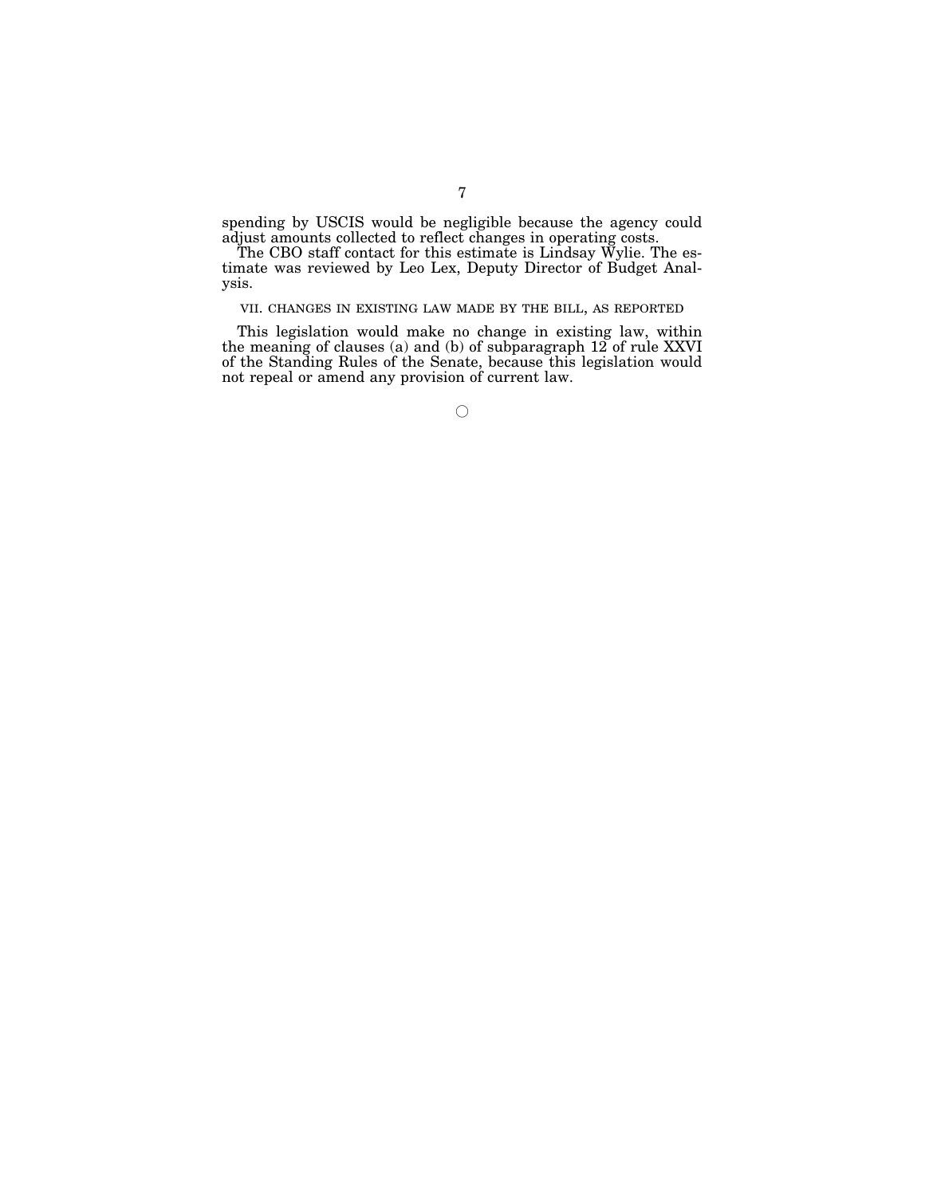spending by USCIS would be negligible because the agency could adjust amounts collected to reflect changes in operating costs.

The CBO staff contact for this estimate is Lindsay Wylie. The estimate was reviewed by Leo Lex, Deputy Director of Budget Analysis.

## VII. CHANGES IN EXISTING LAW MADE BY THE BILL, AS REPORTED

This legislation would make no change in existing law, within the meaning of clauses (a) and (b) of subparagraph 12 of rule XXVI of the Standing Rules of the Senate, because this legislation would not repeal or amend any provision of current law.

○